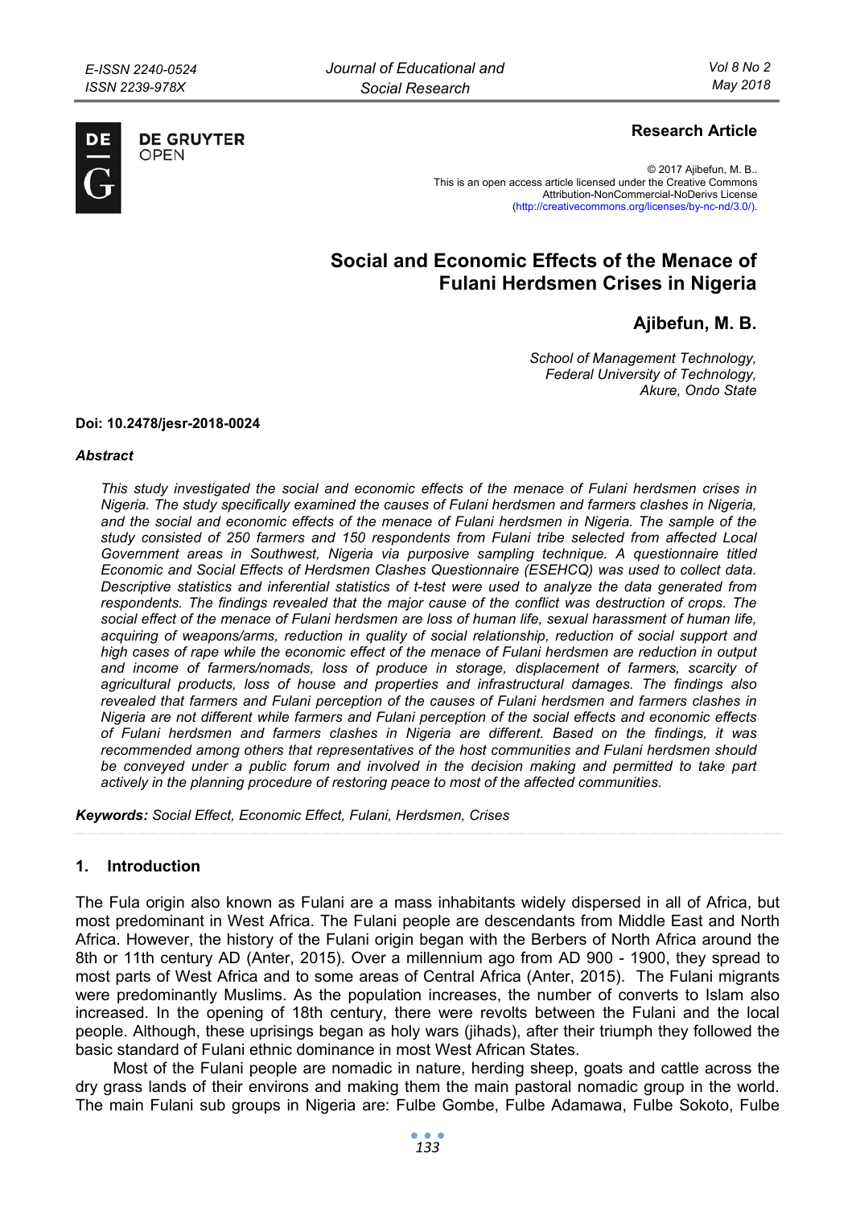**Research Article**

© 2017 Ajibefun, M. B..
This is an open access article licensed under the Creative Commons Attribution-NonCommercial-NoDerivs License (http://creativecommons.org/licenses/by-nc-nd/3.0/).

# Social and Economic Effects of the Menace of Fulani Herdsmen Crises in Nigeria

## Ajibefun, M. B.

*School of Management Technology,*
*Federal University of Technology,*
*Akure, Ondo State*

**Doi: 10.2478/jesr-2018-0024**

### *Abstract*

*This study investigated the social and economic effects of the menace of Fulani herdsmen crises in Nigeria. The study specifically examined the causes of Fulani herdsmen and farmers clashes in Nigeria, and the social and economic effects of the menace of Fulani herdsmen in Nigeria. The sample of the study consisted of 250 farmers and 150 respondents from Fulani tribe selected from affected Local Government areas in Southwest, Nigeria via purposive sampling technique. A questionnaire titled Economic and Social Effects of Herdsmen Clashes Questionnaire (ESEHCQ) was used to collect data. Descriptive statistics and inferential statistics of t-test were used to analyze the data generated from respondents. The findings revealed that the major cause of the conflict was destruction of crops. The social effect of the menace of Fulani herdsmen are loss of human life, sexual harassment of human life, acquiring of weapons/arms, reduction in quality of social relationship, reduction of social support and high cases of rape while the economic effect of the menace of Fulani herdsmen are reduction in output and income of farmers/nomads, loss of produce in storage, displacement of farmers, scarcity of agricultural products, loss of house and properties and infrastructural damages. The findings also revealed that farmers and Fulani perception of the causes of Fulani herdsmen and farmers clashes in Nigeria are not different while farmers and Fulani perception of the social effects and economic effects of Fulani herdsmen and farmers clashes in Nigeria are different. Based on the findings, it was recommended among others that representatives of the host communities and Fulani herdsmen should be conveyed under a public forum and involved in the decision making and permitted to take part actively in the planning procedure of restoring peace to most of the affected communities.*

***Keywords:*** *Social Effect, Economic Effect, Fulani, Herdsmen, Crises*

## 1. Introduction

The Fula origin also known as Fulani are a mass inhabitants widely dispersed in all of Africa, but most predominant in West Africa. The Fulani people are descendants from Middle East and North Africa. However, the history of the Fulani origin began with the Berbers of North Africa around the 8th or 11th century AD (Anter, 2015). Over a millennium ago from AD 900 - 1900, they spread to most parts of West Africa and to some areas of Central Africa (Anter, 2015). The Fulani migrants were predominantly Muslims. As the population increases, the number of converts to Islam also increased. In the opening of 18th century, there were revolts between the Fulani and the local people. Although, these uprisings began as holy wars (jihads), after their triumph they followed the basic standard of Fulani ethnic dominance in most West African States.

Most of the Fulani people are nomadic in nature, herding sheep, goats and cattle across the dry grass lands of their environs and making them the main pastoral nomadic group in the world. The main Fulani sub groups in Nigeria are: Fulbe Gombe, Fulbe Adamawa, Fulbe Sokoto, Fulbe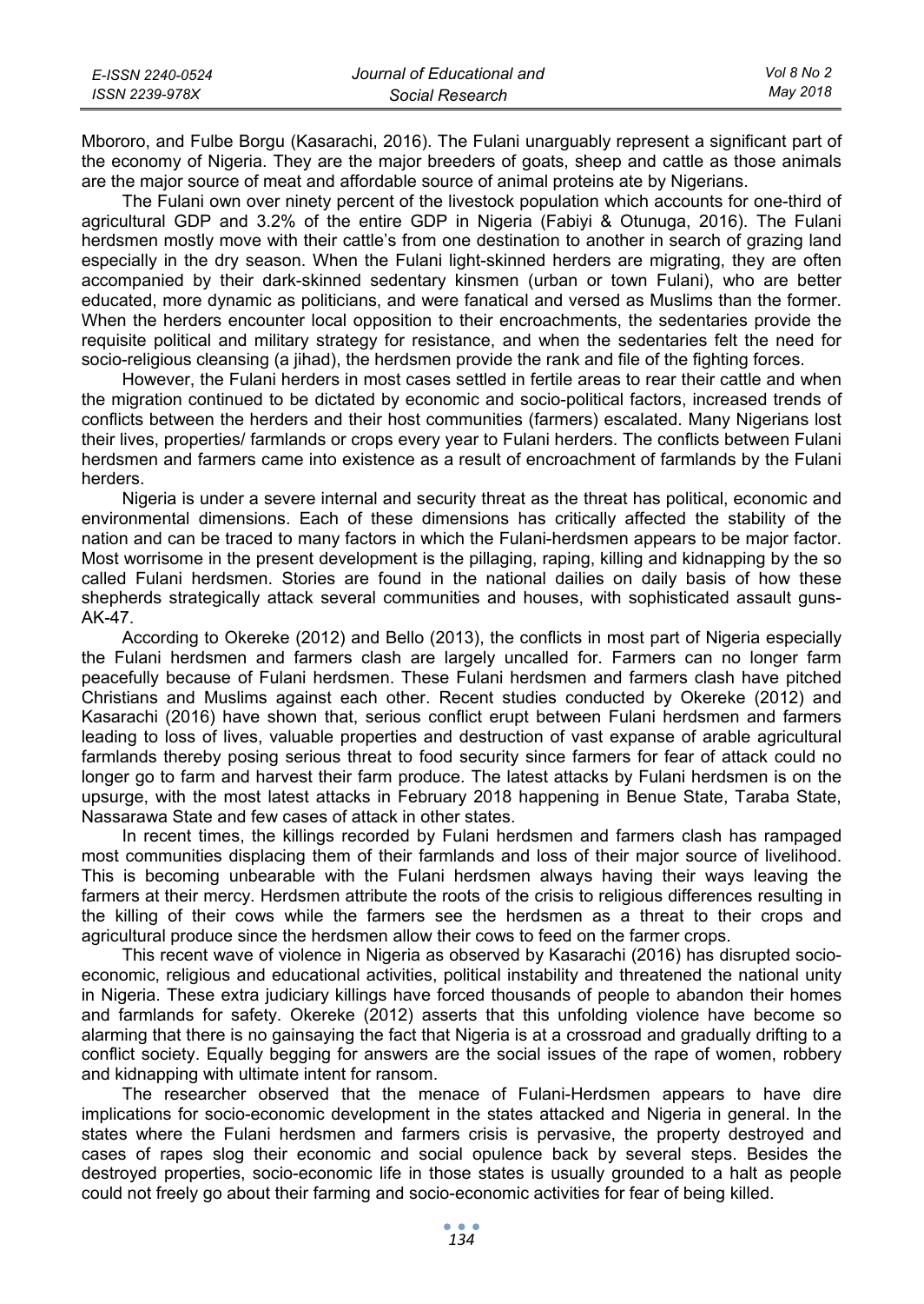Mbororo, and Fulbe Borgu (Kasarachi, 2016). The Fulani unarguably represent a significant part of the economy of Nigeria. They are the major breeders of goats, sheep and cattle as those animals are the major source of meat and affordable source of animal proteins ate by Nigerians.

The Fulani own over ninety percent of the livestock population which accounts for one-third of agricultural GDP and 3.2% of the entire GDP in Nigeria (Fabiyi & Otunuga, 2016). The Fulani herdsmen mostly move with their cattle's from one destination to another in search of grazing land especially in the dry season. When the Fulani light-skinned herders are migrating, they are often accompanied by their dark-skinned sedentary kinsmen (urban or town Fulani), who are better educated, more dynamic as politicians, and were fanatical and versed as Muslims than the former. When the herders encounter local opposition to their encroachments, the sedentaries provide the requisite political and military strategy for resistance, and when the sedentaries felt the need for socio-religious cleansing (a jihad), the herdsmen provide the rank and file of the fighting forces.

However, the Fulani herders in most cases settled in fertile areas to rear their cattle and when the migration continued to be dictated by economic and socio-political factors, increased trends of conflicts between the herders and their host communities (farmers) escalated. Many Nigerians lost their lives, properties/ farmlands or crops every year to Fulani herders. The conflicts between Fulani herdsmen and farmers came into existence as a result of encroachment of farmlands by the Fulani herders.

Nigeria is under a severe internal and security threat as the threat has political, economic and environmental dimensions. Each of these dimensions has critically affected the stability of the nation and can be traced to many factors in which the Fulani-herdsmen appears to be major factor. Most worrisome in the present development is the pillaging, raping, killing and kidnapping by the so called Fulani herdsmen. Stories are found in the national dailies on daily basis of how these shepherds strategically attack several communities and houses, with sophisticated assault guns- AK-47.

According to Okereke (2012) and Bello (2013), the conflicts in most part of Nigeria especially the Fulani herdsmen and farmers clash are largely uncalled for. Farmers can no longer farm peacefully because of Fulani herdsmen. These Fulani herdsmen and farmers clash have pitched Christians and Muslims against each other. Recent studies conducted by Okereke (2012) and Kasarachi (2016) have shown that, serious conflict erupt between Fulani herdsmen and farmers leading to loss of lives, valuable properties and destruction of vast expanse of arable agricultural farmlands thereby posing serious threat to food security since farmers for fear of attack could no longer go to farm and harvest their farm produce. The latest attacks by Fulani herdsmen is on the upsurge, with the most latest attacks in February 2018 happening in Benue State, Taraba State, Nassarawa State and few cases of attack in other states.

In recent times, the killings recorded by Fulani herdsmen and farmers clash has rampaged most communities displacing them of their farmlands and loss of their major source of livelihood. This is becoming unbearable with the Fulani herdsmen always having their ways leaving the farmers at their mercy. Herdsmen attribute the roots of the crisis to religious differences resulting in the killing of their cows while the farmers see the herdsmen as a threat to their crops and agricultural produce since the herdsmen allow their cows to feed on the farmer crops.

This recent wave of violence in Nigeria as observed by Kasarachi (2016) has disrupted socio-economic, religious and educational activities, political instability and threatened the national unity in Nigeria. These extra judiciary killings have forced thousands of people to abandon their homes and farmlands for safety. Okereke (2012) asserts that this unfolding violence have become so alarming that there is no gainsaying the fact that Nigeria is at a crossroad and gradually drifting to a conflict society. Equally begging for answers are the social issues of the rape of women, robbery and kidnapping with ultimate intent for ransom.

The researcher observed that the menace of Fulani-Herdsmen appears to have dire implications for socio-economic development in the states attacked and Nigeria in general. In the states where the Fulani herdsmen and farmers crisis is pervasive, the property destroyed and cases of rapes slog their economic and social opulence back by several steps. Besides the destroyed properties, socio-economic life in those states is usually grounded to a halt as people could not freely go about their farming and socio-economic activities for fear of being killed.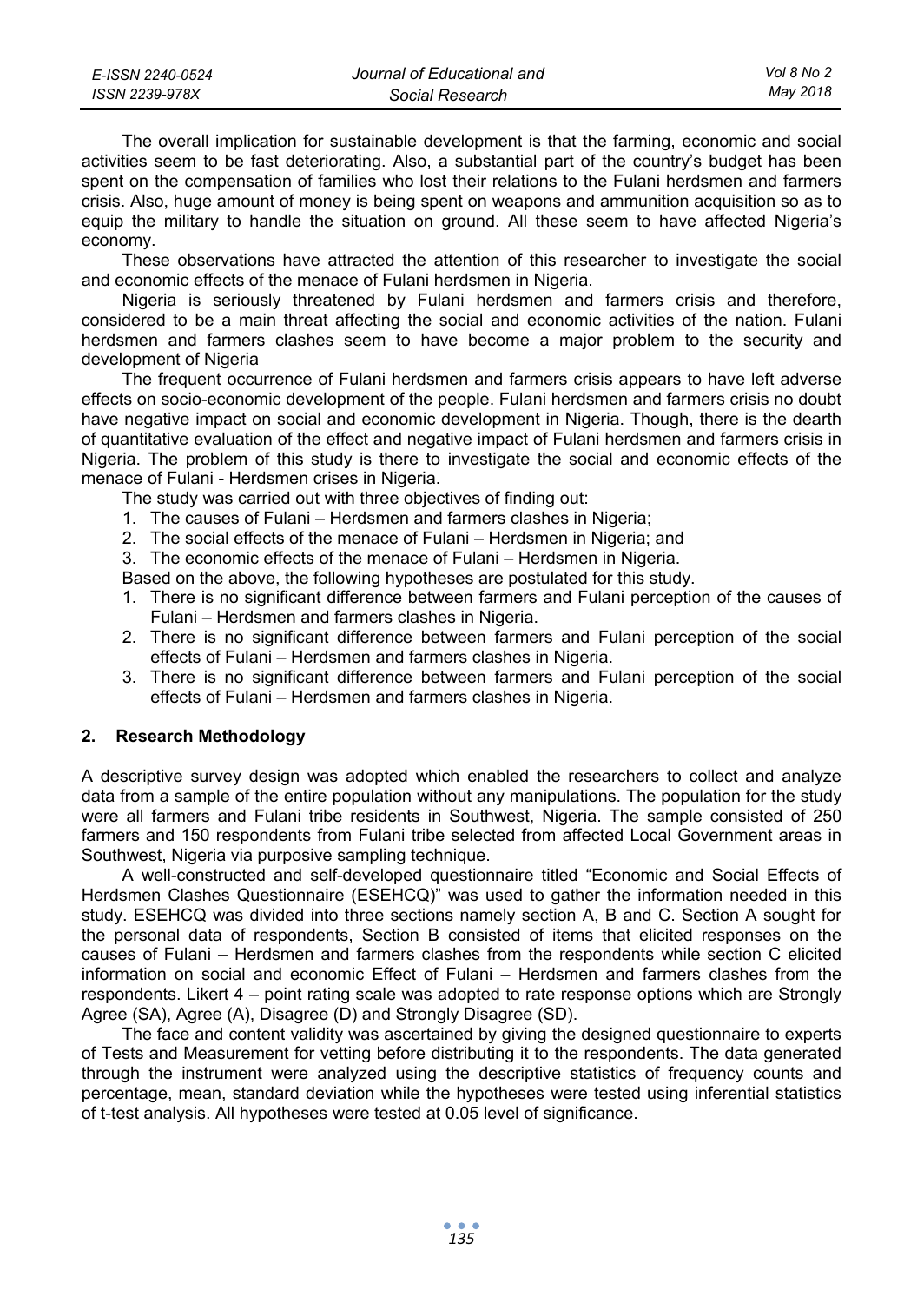The overall implication for sustainable development is that the farming, economic and social activities seem to be fast deteriorating. Also, a substantial part of the country's budget has been spent on the compensation of families who lost their relations to the Fulani herdsmen and farmers crisis. Also, huge amount of money is being spent on weapons and ammunition acquisition so as to equip the military to handle the situation on ground. All these seem to have affected Nigeria's economy.

These observations have attracted the attention of this researcher to investigate the social and economic effects of the menace of Fulani herdsmen in Nigeria.

Nigeria is seriously threatened by Fulani herdsmen and farmers crisis and therefore, considered to be a main threat affecting the social and economic activities of the nation. Fulani herdsmen and farmers clashes seem to have become a major problem to the security and development of Nigeria

The frequent occurrence of Fulani herdsmen and farmers crisis appears to have left adverse effects on socio-economic development of the people. Fulani herdsmen and farmers crisis no doubt have negative impact on social and economic development in Nigeria. Though, there is the dearth of quantitative evaluation of the effect and negative impact of Fulani herdsmen and farmers crisis in Nigeria. The problem of this study is there to investigate the social and economic effects of the menace of Fulani - Herdsmen crises in Nigeria.

The study was carried out with three objectives of finding out:

1. The causes of Fulani – Herdsmen and farmers clashes in Nigeria;
2. The social effects of the menace of Fulani – Herdsmen in Nigeria; and
3. The economic effects of the menace of Fulani – Herdsmen in Nigeria.

Based on the above, the following hypotheses are postulated for this study.

1. There is no significant difference between farmers and Fulani perception of the causes of Fulani – Herdsmen and farmers clashes in Nigeria.
2. There is no significant difference between farmers and Fulani perception of the social effects of Fulani – Herdsmen and farmers clashes in Nigeria.
3. There is no significant difference between farmers and Fulani perception of the social effects of Fulani – Herdsmen and farmers clashes in Nigeria.

## 2. Research Methodology

A descriptive survey design was adopted which enabled the researchers to collect and analyze data from a sample of the entire population without any manipulations. The population for the study were all farmers and Fulani tribe residents in Southwest, Nigeria. The sample consisted of 250 farmers and 150 respondents from Fulani tribe selected from affected Local Government areas in Southwest, Nigeria via purposive sampling technique.

A well-constructed and self-developed questionnaire titled "Economic and Social Effects of Herdsmen Clashes Questionnaire (ESEHCQ)" was used to gather the information needed in this study. ESEHCQ was divided into three sections namely section A, B and C. Section A sought for the personal data of respondents, Section B consisted of items that elicited responses on the causes of Fulani – Herdsmen and farmers clashes from the respondents while section C elicited information on social and economic Effect of Fulani – Herdsmen and farmers clashes from the respondents. Likert 4 – point rating scale was adopted to rate response options which are Strongly Agree (SA), Agree (A), Disagree (D) and Strongly Disagree (SD).

The face and content validity was ascertained by giving the designed questionnaire to experts of Tests and Measurement for vetting before distributing it to the respondents. The data generated through the instrument were analyzed using the descriptive statistics of frequency counts and percentage, mean, standard deviation while the hypotheses were tested using inferential statistics of t-test analysis. All hypotheses were tested at 0.05 level of significance.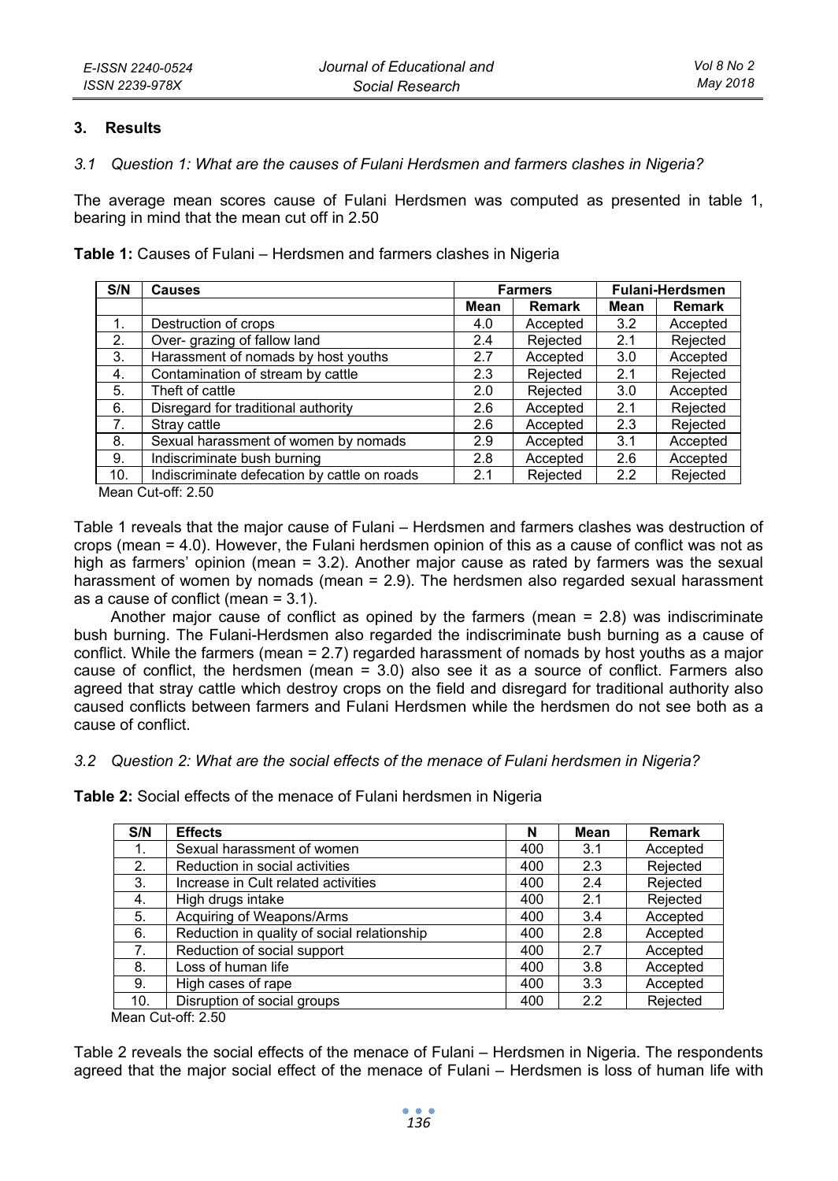## 3. Results

### *3.1 Question 1: What are the causes of Fulani Herdsmen and farmers clashes in Nigeria?*

The average mean scores cause of Fulani Herdsmen was computed as presented in table 1, bearing in mind that the mean cut off in 2.50

**Table 1:** Causes of Fulani – Herdsmen and farmers clashes in Nigeria

| S/N | Causes | Farmers | | Fulani-Herdsmen | |
|---|---|---|---|---|---|
| | | Mean | Remark | Mean | Remark |
| 1. | Destruction of crops | 4.0 | Accepted | 3.2 | Accepted |
| 2. | Over- grazing of fallow land | 2.4 | Rejected | 2.1 | Rejected |
| 3. | Harassment of nomads by host youths | 2.7 | Accepted | 3.0 | Accepted |
| 4. | Contamination of stream by cattle | 2.3 | Rejected | 2.1 | Rejected |
| 5. | Theft of cattle | 2.0 | Rejected | 3.0 | Accepted |
| 6. | Disregard for traditional authority | 2.6 | Accepted | 2.1 | Rejected |
| 7. | Stray cattle | 2.6 | Accepted | 2.3 | Rejected |
| 8. | Sexual harassment of women by nomads | 2.9 | Accepted | 3.1 | Accepted |
| 9. | Indiscriminate bush burning | 2.8 | Accepted | 2.6 | Accepted |
| 10. | Indiscriminate defecation by cattle on roads | 2.1 | Rejected | 2.2 | Rejected |

Mean Cut-off: 2.50

Table 1 reveals that the major cause of Fulani – Herdsmen and farmers clashes was destruction of crops (mean = 4.0). However, the Fulani herdsmen opinion of this as a cause of conflict was not as high as farmers' opinion (mean = 3.2). Another major cause as rated by farmers was the sexual harassment of women by nomads (mean = 2.9). The herdsmen also regarded sexual harassment as a cause of conflict (mean = 3.1).

Another major cause of conflict as opined by the farmers (mean = 2.8) was indiscriminate bush burning. The Fulani-Herdsmen also regarded the indiscriminate bush burning as a cause of conflict. While the farmers (mean = 2.7) regarded harassment of nomads by host youths as a major cause of conflict, the herdsmen (mean = 3.0) also see it as a source of conflict. Farmers also agreed that stray cattle which destroy crops on the field and disregard for traditional authority also caused conflicts between farmers and Fulani Herdsmen while the herdsmen do not see both as a cause of conflict.

### *3.2 Question 2: What are the social effects of the menace of Fulani herdsmen in Nigeria?*

**Table 2:** Social effects of the menace of Fulani herdsmen in Nigeria

| S/N | Effects | N | Mean | Remark |
|---|---|---|---|---|
| 1. | Sexual harassment of women | 400 | 3.1 | Accepted |
| 2. | Reduction in social activities | 400 | 2.3 | Rejected |
| 3. | Increase in Cult related activities | 400 | 2.4 | Rejected |
| 4. | High drugs intake | 400 | 2.1 | Rejected |
| 5. | Acquiring of Weapons/Arms | 400 | 3.4 | Accepted |
| 6. | Reduction in quality of social relationship | 400 | 2.8 | Accepted |
| 7. | Reduction of social support | 400 | 2.7 | Accepted |
| 8. | Loss of human life | 400 | 3.8 | Accepted |
| 9. | High cases of rape | 400 | 3.3 | Accepted |
| 10. | Disruption of social groups | 400 | 2.2 | Rejected |

Mean Cut-off: 2.50

Table 2 reveals the social effects of the menace of Fulani – Herdsmen in Nigeria. The respondents agreed that the major social effect of the menace of Fulani – Herdsmen is loss of human life with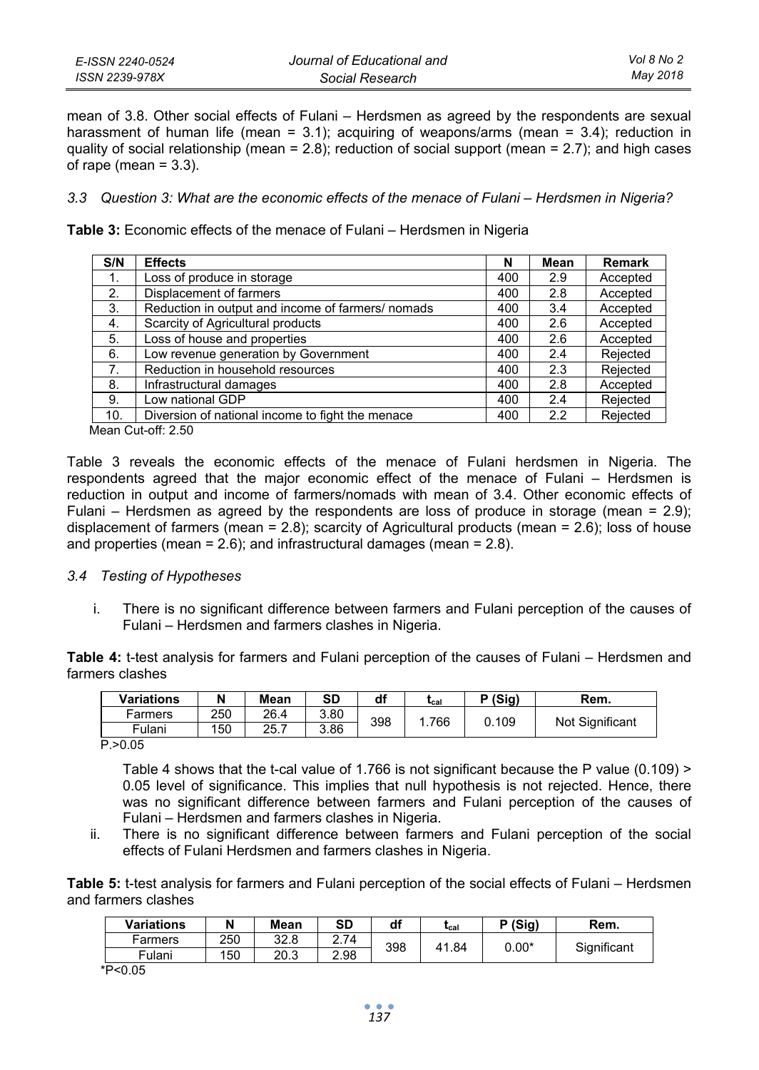mean of 3.8. Other social effects of Fulani – Herdsmen as agreed by the respondents are sexual harassment of human life (mean = 3.1); acquiring of weapons/arms (mean = 3.4); reduction in quality of social relationship (mean = 2.8); reduction of social support (mean = 2.7); and high cases of rape (mean = 3.3).

### *3.3 Question 3: What are the economic effects of the menace of Fulani – Herdsmen in Nigeria?*

**Table 3:** Economic effects of the menace of Fulani – Herdsmen in Nigeria

| S/N | Effects | N | Mean | Remark |
|---|---|---|---|---|
| 1. | Loss of produce in storage | 400 | 2.9 | Accepted |
| 2. | Displacement of farmers | 400 | 2.8 | Accepted |
| 3. | Reduction in output and income of farmers/ nomads | 400 | 3.4 | Accepted |
| 4. | Scarcity of Agricultural products | 400 | 2.6 | Accepted |
| 5. | Loss of house and properties | 400 | 2.6 | Accepted |
| 6. | Low revenue generation by Government | 400 | 2.4 | Rejected |
| 7. | Reduction in household resources | 400 | 2.3 | Rejected |
| 8. | Infrastructural damages | 400 | 2.8 | Accepted |
| 9. | Low national GDP | 400 | 2.4 | Rejected |
| 10. | Diversion of national income to fight the menace | 400 | 2.2 | Rejected |

Mean Cut-off: 2.50

Table 3 reveals the economic effects of the menace of Fulani herdsmen in Nigeria. The respondents agreed that the major economic effect of the menace of Fulani – Herdsmen is reduction in output and income of farmers/nomads with mean of 3.4. Other economic effects of Fulani – Herdsmen as agreed by the respondents are loss of produce in storage (mean = 2.9); displacement of farmers (mean = 2.8); scarcity of Agricultural products (mean = 2.6); loss of house and properties (mean = 2.6); and infrastructural damages (mean = 2.8).

### *3.4 Testing of Hypotheses*

i. There is no significant difference between farmers and Fulani perception of the causes of Fulani – Herdsmen and farmers clashes in Nigeria.

**Table 4:** t-test analysis for farmers and Fulani perception of the causes of Fulani – Herdsmen and farmers clashes

| Variations | N | Mean | SD | df | $t_{cal}$ | P (Sig) | Rem. |
|---|---|---|---|---|---|---|---|
| Farmers | 250 | 26.4 | 3.80 | 398 | 1.766 | 0.109 | Not Significant |
| Fulani | 150 | 25.7 | 3.86 | | | | |

$P > 0.05$

Table 4 shows that the t-cal value of 1.766 is not significant because the P value (0.109) > 0.05 level of significance. This implies that null hypothesis is not rejected. Hence, there was no significant difference between farmers and Fulani perception of the causes of Fulani – Herdsmen and farmers clashes in Nigeria.

ii. There is no significant difference between farmers and Fulani perception of the social effects of Fulani Herdsmen and farmers clashes in Nigeria.

**Table 5:** t-test analysis for farmers and Fulani perception of the social effects of Fulani – Herdsmen and farmers clashes

| Variations | N | Mean | SD | df | $t_{cal}$ | P (Sig) | Rem. |
|---|---|---|---|---|---|---|---|
| Farmers | 250 | 32.8 | 2.74 | 398 | 41.84 | 0.00* | Significant |
| Fulani | 150 | 20.3 | 2.98 | | | | |

*$P < 0.05$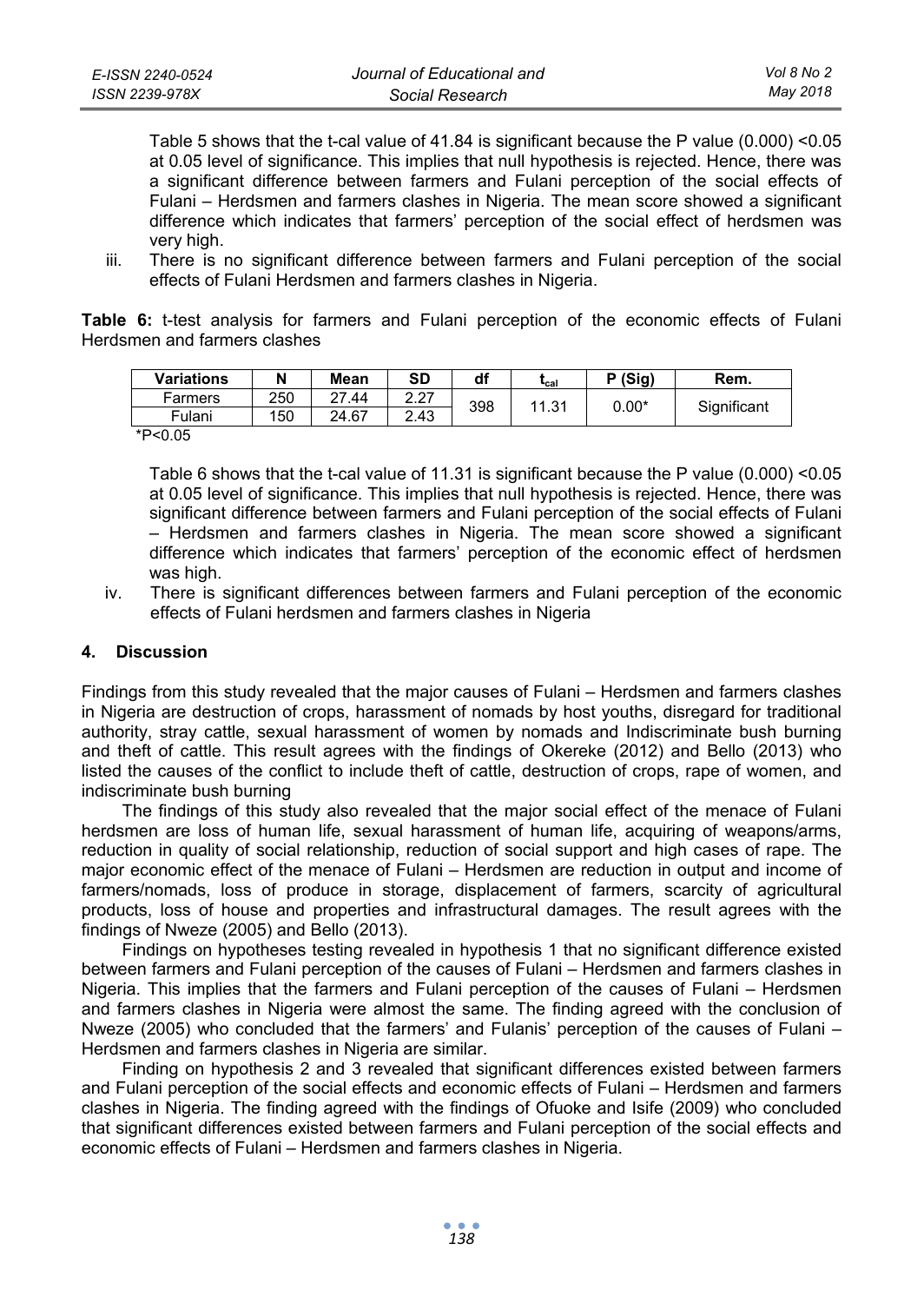Table 5 shows that the t-cal value of 41.84 is significant because the P value (0.000) <0.05 at 0.05 level of significance. This implies that null hypothesis is rejected. Hence, there was a significant difference between farmers and Fulani perception of the social effects of Fulani – Herdsmen and farmers clashes in Nigeria. The mean score showed a significant difference which indicates that farmers' perception of the social effect of herdsmen was very high.

iii. There is no significant difference between farmers and Fulani perception of the social effects of Fulani Herdsmen and farmers clashes in Nigeria.

**Table 6:** t-test analysis for farmers and Fulani perception of the economic effects of Fulani Herdsmen and farmers clashes

| Variations | N | Mean | SD | df | $t_{cal}$ | P (Sig) | Rem. |
|---|---|---|---|---|---|---|---|
| Farmers | 250 | 27.44 | 2.27 | 398 | 11.31 | 0.00* | Significant |
| Fulani | 150 | 24.67 | 2.43 | | | | |

*P<0.05

Table 6 shows that the t-cal value of 11.31 is significant because the P value (0.000) <0.05 at 0.05 level of significance. This implies that null hypothesis is rejected. Hence, there was significant difference between farmers and Fulani perception of the social effects of Fulani – Herdsmen and farmers clashes in Nigeria. The mean score showed a significant difference which indicates that farmers' perception of the economic effect of herdsmen was high.

iv. There is significant differences between farmers and Fulani perception of the economic effects of Fulani herdsmen and farmers clashes in Nigeria

## 4. Discussion

Findings from this study revealed that the major causes of Fulani – Herdsmen and farmers clashes in Nigeria are destruction of crops, harassment of nomads by host youths, disregard for traditional authority, stray cattle, sexual harassment of women by nomads and Indiscriminate bush burning and theft of cattle. This result agrees with the findings of Okereke (2012) and Bello (2013) who listed the causes of the conflict to include theft of cattle, destruction of crops, rape of women, and indiscriminate bush burning

The findings of this study also revealed that the major social effect of the menace of Fulani herdsmen are loss of human life, sexual harassment of human life, acquiring of weapons/arms, reduction in quality of social relationship, reduction of social support and high cases of rape. The major economic effect of the menace of Fulani – Herdsmen are reduction in output and income of farmers/nomads, loss of produce in storage, displacement of farmers, scarcity of agricultural products, loss of house and properties and infrastructural damages. The result agrees with the findings of Nweze (2005) and Bello (2013).

Findings on hypotheses testing revealed in hypothesis 1 that no significant difference existed between farmers and Fulani perception of the causes of Fulani – Herdsmen and farmers clashes in Nigeria. This implies that the farmers and Fulani perception of the causes of Fulani – Herdsmen and farmers clashes in Nigeria were almost the same. The finding agreed with the conclusion of Nweze (2005) who concluded that the farmers' and Fulanis' perception of the causes of Fulani – Herdsmen and farmers clashes in Nigeria are similar.

Finding on hypothesis 2 and 3 revealed that significant differences existed between farmers and Fulani perception of the social effects and economic effects of Fulani – Herdsmen and farmers clashes in Nigeria. The finding agreed with the findings of Ofuoke and Isife (2009) who concluded that significant differences existed between farmers and Fulani perception of the social effects and economic effects of Fulani – Herdsmen and farmers clashes in Nigeria.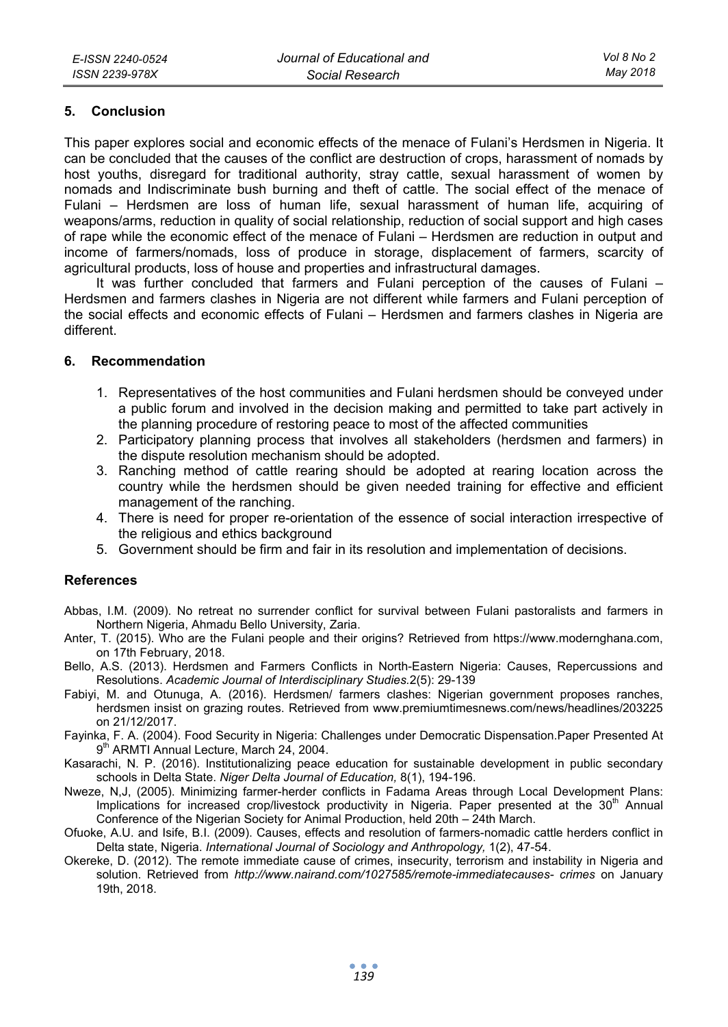## 5. Conclusion

This paper explores social and economic effects of the menace of Fulani's Herdsmen in Nigeria. It can be concluded that the causes of the conflict are destruction of crops, harassment of nomads by host youths, disregard for traditional authority, stray cattle, sexual harassment of women by nomads and Indiscriminate bush burning and theft of cattle. The social effect of the menace of Fulani – Herdsmen are loss of human life, sexual harassment of human life, acquiring of weapons/arms, reduction in quality of social relationship, reduction of social support and high cases of rape while the economic effect of the menace of Fulani – Herdsmen are reduction in output and income of farmers/nomads, loss of produce in storage, displacement of farmers, scarcity of agricultural products, loss of house and properties and infrastructural damages.

It was further concluded that farmers and Fulani perception of the causes of Fulani – Herdsmen and farmers clashes in Nigeria are not different while farmers and Fulani perception of the social effects and economic effects of Fulani – Herdsmen and farmers clashes in Nigeria are different.

## 6. Recommendation

1. Representatives of the host communities and Fulani herdsmen should be conveyed under a public forum and involved in the decision making and permitted to take part actively in the planning procedure of restoring peace to most of the affected communities
2. Participatory planning process that involves all stakeholders (herdsmen and farmers) in the dispute resolution mechanism should be adopted.
3. Ranching method of cattle rearing should be adopted at rearing location across the country while the herdsmen should be given needed training for effective and efficient management of the ranching.
4. There is need for proper re-orientation of the essence of social interaction irrespective of the religious and ethics background
5. Government should be firm and fair in its resolution and implementation of decisions.

## References

Abbas, I.M. (2009). No retreat no surrender conflict for survival between Fulani pastoralists and farmers in Northern Nigeria, Ahmadu Bello University, Zaria.

Anter, T. (2015). Who are the Fulani people and their origins? Retrieved from https://www.modernghana.com, on 17th February, 2018.

Bello, A.S. (2013). Herdsmen and Farmers Conflicts in North-Eastern Nigeria: Causes, Repercussions and Resolutions. *Academic Journal of Interdisciplinary Studies.*2(5): 29-139

Fabiyi, M. and Otunuga, A. (2016). Herdsmen/ farmers clashes: Nigerian government proposes ranches, herdsmen insist on grazing routes. Retrieved from www.premiumtimesnews.com/news/headlines/203225 on 21/12/2017.

Fayinka, F. A. (2004). Food Security in Nigeria: Challenges under Democratic Dispensation.Paper Presented At 9th ARMTI Annual Lecture, March 24, 2004.

Kasarachi, N. P. (2016). Institutionalizing peace education for sustainable development in public secondary schools in Delta State. *Niger Delta Journal of Education,* 8(1), 194-196.

Nweze, N,J, (2005). Minimizing farmer-herder conflicts in Fadama Areas through Local Development Plans: Implications for increased crop/livestock productivity in Nigeria. Paper presented at the 30th Annual Conference of the Nigerian Society for Animal Production, held 20th – 24th March.

Ofuoke, A.U. and Isife, B.I. (2009). Causes, effects and resolution of farmers-nomadic cattle herders conflict in Delta state, Nigeria. *International Journal of Sociology and Anthropology,* 1(2), 47-54.

Okereke, D. (2012). The remote immediate cause of crimes, insecurity, terrorism and instability in Nigeria and solution. Retrieved from *http://www.nairand.com/1027585/remote-immediatecauses- crimes* on January 19th, 2018.